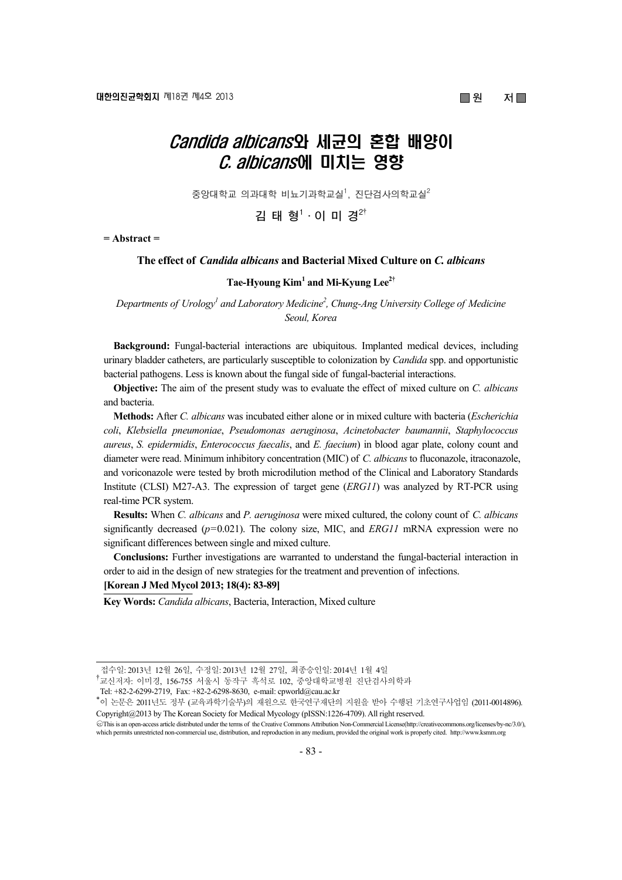# *Candida albicans*와 세균의 혼합 배양이 *C. albicans*에 미치는 영향

중앙대학교 의과대학 비뇨기과학교실[1], 진단검사의학교실[2]

김 태 형[1] · 이 미 경[2†]

**= Abstract =**

## The effect of *Candida albicans* and Bacterial Mixed Culture on *C. albicans*

**Tae-Hyoung Kim[1] and Mi-Kyung Lee[2†]**

*Departments of Urology[1] and Laboratory Medicine[2], Chung-Ang University College of Medicine Seoul, Korea*

**Background:** Fungal-bacterial interactions are ubiquitous. Implanted medical devices, including urinary bladder catheters, are particularly susceptible to colonization by *Candida* spp. and opportunistic bacterial pathogens. Less is known about the fungal side of fungal-bacterial interactions.

**Objective:** The aim of the present study was to evaluate the effect of mixed culture on *C. albicans* and bacteria.

**Methods:** After *C. albicans* was incubated either alone or in mixed culture with bacteria (*Escherichia coli*, *Klebsiella pneumoniae*, *Pseudomonas aeruginosa*, *Acinetobacter baumannii*, *Staphylococcus aureus*, *S. epidermidis*, *Enterococcus faecalis*, and *E. faecium*) in blood agar plate, colony count and diameter were read. Minimum inhibitory concentration (MIC) of *C. albicans* to fluconazole, itraconazole, and voriconazole were tested by broth microdilution method of the Clinical and Laboratory Standards Institute (CLSI) M27-A3. The expression of target gene (*ERG11*) was analyzed by RT-PCR using real-time PCR system.

**Results:** When *C. albicans* and *P. aeruginosa* were mixed cultured, the colony count of *C. albicans* significantly decreased ($p$=0.021). The colony size, MIC, and *ERG11* mRNA expression were no significant differences between single and mixed culture.

**Conclusions:** Further investigations are warranted to understand the fungal-bacterial interaction in order to aid in the design of new strategies for the treatment and prevention of infections.

**[Korean J Med Mycol 2013; 18(4): 83-89]**

**Key Words:** *Candida albicans*, Bacteria, Interaction, Mixed culture

---

접수일: 2013년 12월 26일, 수정일: 2013년 12월 27일, 최종승인일: 2014년 1월 4일

†교신저자: 이미경, 156-755 서울시 동작구 흑석로 102, 중앙대학교병원 진단검사의학과

Tel: +82-2-6299-2719, Fax: +82-2-6298-8630, e-mail: cpworld@cau.ac.kr

*이 논문은 2011년도 정부 (교육과학기술부)의 재원으로 한국연구재단의 지원을 받아 수행된 기초연구사업임 (2011-0014896).

Copyright@2013 by The Korean Society for Medical Mycology (pISSN:1226-4709). All right reserved.

©This is an open-access article distributed under the terms of the Creative Commons Attribution Non-Commercial License(http://creativecommons.org/licenses/by-nc/3.0/), which permits unrestricted non-commercial use, distribution, and reproduction in any medium, provided the original work is properly cited. http://www.ksmm.org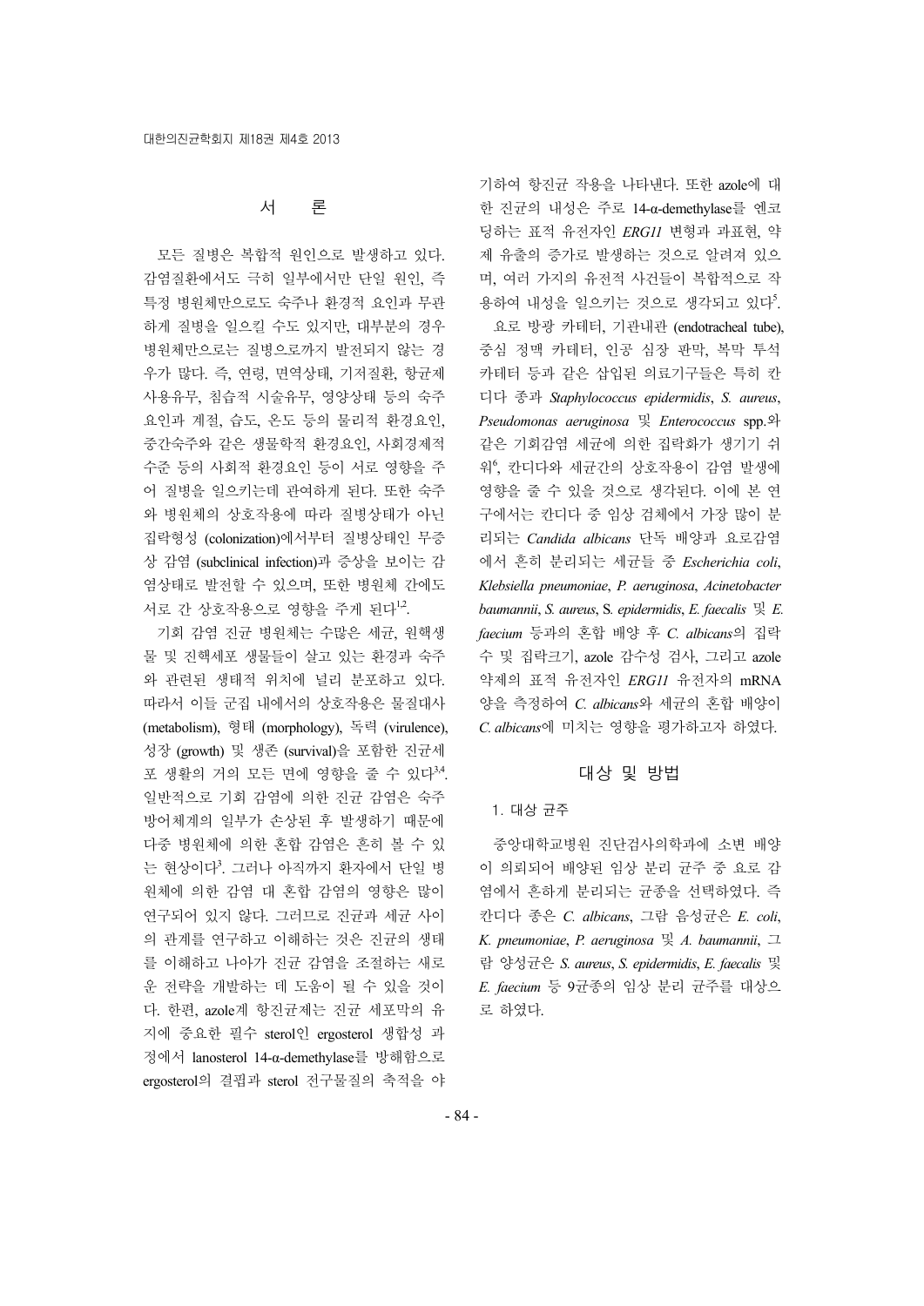## 서 론

모든 질병은 복합적 원인으로 발생하고 있다. 감염질환에서도 극히 일부에서만 단일 원인, 즉 특정 병원체만으로도 숙주나 환경적 요인과 무관하게 질병을 일으킬 수도 있지만, 대부분의 경우 병원체만으로는 질병으로까지 발전되지 않는 경우가 많다. 즉, 연령, 면역상태, 기저질환, 항균제 사용유무, 침습적 시술유무, 영양상태 등의 숙주 요인과 계절, 습도, 온도 등의 물리적 환경요인, 중간숙주와 같은 생물학적 환경요인, 사회경제적 수준 등의 사회적 환경요인 등이 서로 영향을 주어 질병을 일으키는데 관여하게 된다. 또한 숙주와 병원체의 상호작용에 따라 질병상태가 아닌 집락형성 (colonization)에서부터 질병상태인 무증상 감염 (subclinical infection)과 증상을 보이는 감염상태로 발전할 수 있으며, 또한 병원체 간에도 서로 간 상호작용으로 영향을 주게 된다[1,2].

기회 감염 진균 병원체는 수많은 세균, 원핵생물 및 진핵세포 생물들이 살고 있는 환경과 숙주와 관련된 생태적 위치에 널리 분포하고 있다. 따라서 이들 군집 내에서의 상호작용은 물질대사 (metabolism), 형태 (morphology), 독력 (virulence), 성장 (growth) 및 생존 (survival)을 포함한 진균세포 생활의 거의 모든 면에 영향을 줄 수 있다[3,4]. 일반적으로 기회 감염에 의한 진균 감염은 숙주 방어체계의 일부가 손상된 후 발생하기 때문에 다중 병원체에 의한 혼합 감염은 흔히 볼 수 있는 현상이다[3]. 그러나 아직까지 환자에서 단일 병원체에 의한 감염 대 혼합 감염의 영향은 많이 연구되어 있지 않다. 그러므로 진균과 세균 사이의 관계를 연구하고 이해하는 것은 진균의 생태를 이해하고 나아가 진균 감염을 조절하는 새로운 전략을 개발하는 데 도움이 될 수 있을 것이다. 한편, azole계 항진균제는 진균 세포막의 유지에 중요한 필수 sterol인 ergosterol 생합성 과정에서 lanosterol 14-α-demethylase를 방해함으로 ergosterol의 결핍과 sterol 전구물질의 축적을 야기하여 항진균 작용을 나타낸다. 또한 azole에 대한 진균의 내성은 주로 14-α-demethylase를 엔코딩하는 표적 유전자인 *ERG11* 변형과 과표현, 약제 유출의 증가로 발생하는 것으로 알려져 있으며, 여러 가지의 유전적 사건들이 복합적으로 작용하여 내성을 일으키는 것으로 생각되고 있다[5].

요로 방광 카테터, 기관내관 (endotracheal tube), 중심 정맥 카테터, 인공 심장 판막, 복막 투석 카테터 등과 같은 삽입된 의료기구들은 특히 칸디다 종과 *Staphylococcus epidermidis*, *S. aureus*, *Pseudomonas aeruginosa* 및 *Enterococcus* spp.와 같은 기회감염 세균에 의한 집락화가 생기기 쉬워[6], 칸디다와 세균간의 상호작용이 감염 발생에 영향을 줄 수 있을 것으로 생각된다. 이에 본 연구에서는 칸디다 중 임상 검체에서 가장 많이 분리되는 *Candida albicans* 단독 배양과 요로감염에서 흔히 분리되는 세균들 중 *Escherichia coli*, *Klebsiella pneumoniae*, *P. aeruginosa*, *Acinetobacter baumannii*, *S. aureus*, *S. epidermidis*, *E. faecalis* 및 *E. faecium* 등과의 혼합 배양 후 *C. albicans*의 집락수 및 집락크기, azole 감수성 검사, 그리고 azole 약제의 표적 유전자인 *ERG11* 유전자의 mRNA 양을 측정하여 *C. albicans*와 세균의 혼합 배양이 *C. albicans*에 미치는 영향을 평가하고자 하였다.

## 대상 및 방법

### 1. 대상 균주

중앙대학교병원 진단검사의학과에 소변 배양이 의뢰되어 배양된 임상 분리 균주 중 요로 감염에서 흔하게 분리되는 균종을 선택하였다. 즉 칸디다 종은 *C. albicans*, 그람 음성균은 *E. coli*, *K. pneumoniae*, *P. aeruginosa* 및 *A. baumannii*, 그람 양성균은 *S. aureus*, *S. epidermidis*, *E. faecalis* 및 *E. faecium* 등 9균종의 임상 분리 균주를 대상으로 하였다.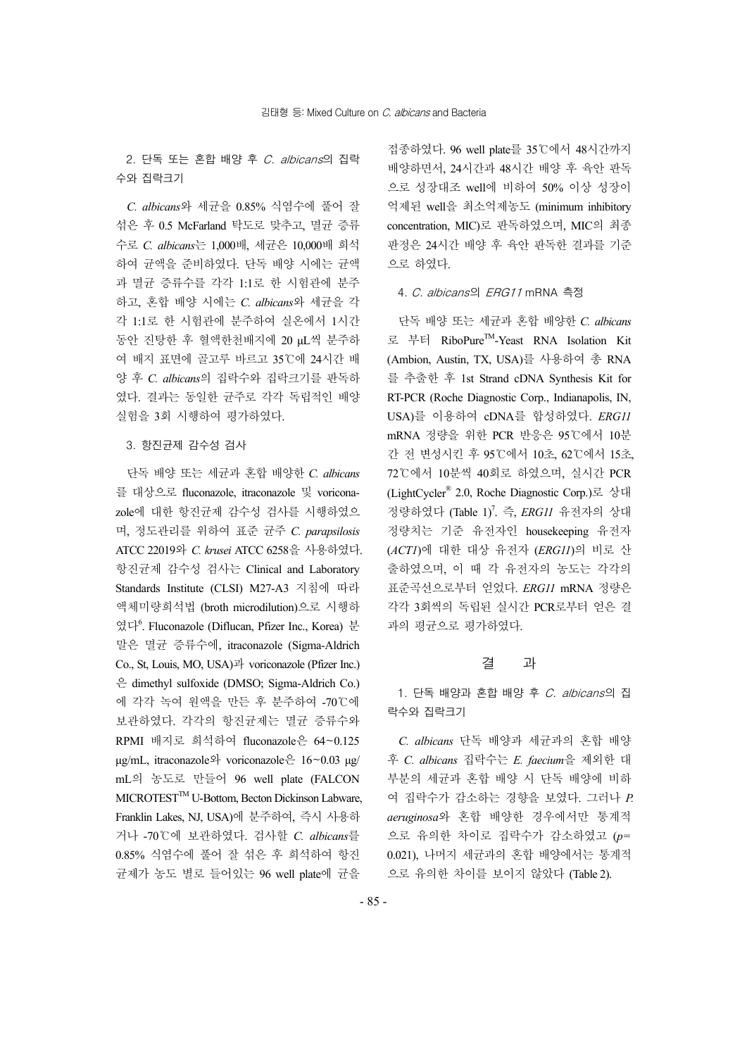### 2. 단독 또는 혼합 배양 후 *C. albicans*의 집락수와 집락크기

*C. albicans*와 세균을 0.85% 식염수에 풀어 잘 섞은 후 0.5 McFarland 탁도로 맞추고, 멸균 증류수로 *C. albicans*는 1,000배, 세균은 10,000배 희석하여 균액을 준비하였다. 단독 배양 시에는 균액과 멸균 증류수를 각각 1:1로 한 시험관에 분주하고, 혼합 배양 시에는 *C. albicans*와 세균을 각각 1:1로 한 시험관에 분주하여 실온에서 1시간 동안 진탕한 후 혈액한천배지에 20 μL씩 분주하여 배지 표면에 골고루 바르고 35℃에 24시간 배양 후 *C. albicans*의 집락수와 집락크기를 판독하였다. 결과는 동일한 균주로 각각 독립적인 배양 실험을 3회 시행하여 평가하였다.

### 3. 항진균제 감수성 검사

단독 배양 또는 세균과 혼합 배양한 *C. albicans*를 대상으로 fluconazole, itraconazole 및 voriconazole에 대한 항진균제 감수성 검사를 시행하였으며, 정도관리를 위하여 표준 균주 *C. parapsilosis* ATCC 22019와 *C. krusei* ATCC 6258을 사용하였다. 항진균제 감수성 검사는 Clinical and Laboratory Standards Institute (CLSI) M27-A3 지침에 따라 액체미량희석법 (broth microdilution)으로 시행하였다[6]. Fluconazole (Diflucan, Pfizer Inc., Korea) 분말은 멸균 증류수에, itraconazole (Sigma-Aldrich Co., St, Louis, MO, USA)과 voriconazole (Pfizer Inc.)은 dimethyl sulfoxide (DMSO; Sigma-Aldrich Co.)에 각각 녹여 원액을 만든 후 분주하여 -70℃에 보관하였다. 각각의 항진균제는 멸균 증류수와 RPMI 배지로 희석하여 fluconazole은 64~0.125 μg/mL, itraconazole와 voriconazole은 16~0.03 μg/mL의 농도로 만들어 96 well plate (FALCON MICROTEST™ U-Bottom, Becton Dickinson Labware, Franklin Lakes, NJ, USA)에 분주하여, 즉시 사용하거나 -70℃에 보관하였다. 검사할 *C. albicans*를 0.85% 식염수에 풀어 잘 섞은 후 희석하여 항진균제가 농도 별로 들어있는 96 well plate에 균을 접종하였다. 96 well plate를 35℃에서 48시간까지 배양하면서, 24시간과 48시간 배양 후 육안 판독으로 성장대조 well에 비하여 50% 이상 성장이 억제된 well을 최소억제농도 (minimum inhibitory concentration, MIC)로 판독하였으며, MIC의 최종 판정은 24시간 배양 후 육안 판독한 결과를 기준으로 하였다.

### 4. *C. albicans*의 *ERG11* mRNA 측정

단독 배양 또는 세균과 혼합 배양한 *C. albicans*로 부터 RiboPure™-Yeast RNA Isolation Kit (Ambion, Austin, TX, USA)를 사용하여 총 RNA를 추출한 후 1st Strand cDNA Synthesis Kit for RT-PCR (Roche Diagnostic Corp., Indianapolis, IN, USA)를 이용하여 cDNA를 합성하였다. *ERG11* mRNA 정량을 위한 PCR 반응은 95℃에서 10분간 전 변성시킨 후 95℃에서 10초, 62℃에서 15초, 72℃에서 10분씩 40회로 하였으며, 실시간 PCR (LightCycler® 2.0, Roche Diagnostic Corp.)로 상대 정량하였다 (Table 1)[7]. 즉, *ERG11* 유전자의 상대 정량치는 기준 유전자인 housekeeping 유전자 (*ACT1*)에 대한 대상 유전자 (*ERG11*)의 비로 산출하였으며, 이 때 각 유전자의 농도는 각각의 표준곡선으로부터 얻었다. *ERG11* mRNA 정량은 각각 3회씩의 독립된 실시간 PCR로부터 얻은 결과의 평균으로 평가하였다.

## 결 과

### 1. 단독 배양과 혼합 배양 후 *C. albicans*의 집락수와 집락크기

*C. albicans* 단독 배양과 세균과의 혼합 배양 후 *C. albicans* 집락수는 *E. faecium*을 제외한 대부분의 세균과 혼합 배양 시 단독 배양에 비하여 집락수가 감소하는 경향을 보였다. 그러나 *P. aeruginosa*와 혼합 배양한 경우에서만 통계적으로 유의한 차이로 집락수가 감소하였고 ($p$= 0.021), 나머지 세균과의 혼합 배양에서는 통계적으로 유의한 차이를 보이지 않았다 (Table 2).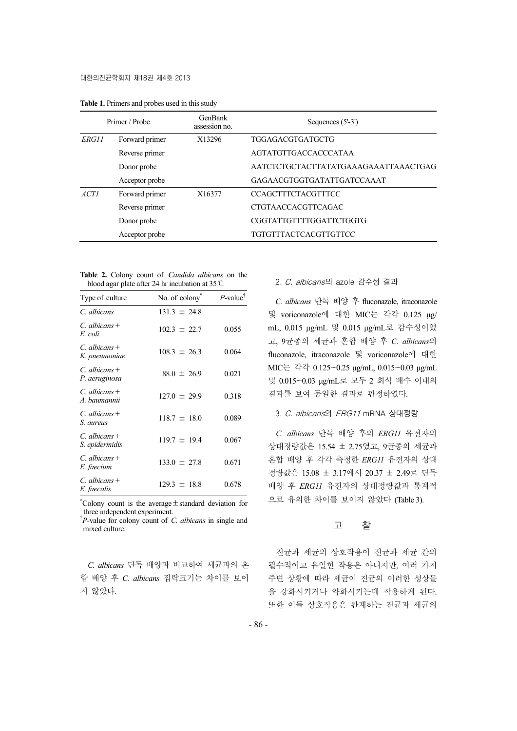**Table 1.** Primers and probes used in this study

| Primer / Probe | | GenBank assession no. | Sequences (5'-3') |
|---|---|---|---|
| *ERG11* | Forward primer | X13296 | TGGAGACGTGATGCTG |
| | Reverse primer | | AGTATGTTGACCACCCATAA |
| | Donor probe | | AATCTCTGCTACTTATATGAAAGAAATTAAACTGAG |
| | Acceptor probe | | GAGAACGTGGTGATATTGATCCAAAT |
| *ACT1* | Forward primer | X16377 | CCAGCTTTCTACGTTTCC |
| | Reverse primer | | CTGTAACCACGTTCAGAC |
| | Donor probe | | CGGTATTGTTTTGGATTCTGGTG |
| | Acceptor probe | | TGTGTTTACTCACGTTGTTCC |

**Table 2.** Colony count of *Candida albicans* on the blood agar plate after 24 hr incubation at 35℃

| Type of culture | No. of colony* | *P*-value† |
|---|---|---|
| *C. albicans* | 131.3 ± 24.8 | |
| *C. albicans* + *E. coli* | 102.3 ± 22.7 | 0.055 |
| *C. albicans* + *K. pneumoniae* | 108.3 ± 26.3 | 0.064 |
| *C. albicans* + *P. aeruginosa* | 88.0 ± 26.9 | 0.021 |
| *C. albicans* + *A. baumannii* | 127.0 ± 29.9 | 0.318 |
| *C. albicans* + *S. aureus* | 118.7 ± 18.0 | 0.089 |
| *C. albicans* + *S. epidermidis* | 119.7 ± 19.4 | 0.067 |
| *C. albicans* + *E. faecium* | 133.0 ± 27.8 | 0.671 |
| *C. albicans* + *E. faecalis* | 129.3 ± 18.8 | 0.678 |

*Colony count is the average ± standard deviation for three independent experiment.
†*P*-value for colony count of *C. albicans* in single and mixed culture.

*C. albicans* 단독 배양과 비교하여 세균과의 혼합 배양 후 *C. albicans* 집락크기는 차이를 보이지 않았다.

### 2. *C. albicans*의 azole 감수성 결과

*C. albicans* 단독 배양 후 fluconazole, itraconazole 및 voriconazole에 대한 MIC는 각각 0.125 μg/mL, 0.015 μg/mL 및 0.015 μg/mL로 감수성이었고, 9균종의 세균과 혼합 배양 후 *C. albicans*의 fluconazole, itraconazole 및 voriconazole에 대한 MIC는 각각 0.125~0.25 μg/mL, 0.015~0.03 μg/mL 및 0.015~0.03 μg/mL로 모두 2 희석 배수 이내의 결과를 보여 동일한 결과로 판정하였다.

### 3. *C. albicans*의 *ERG11* mRNA 상대정량

*C. albicans* 단독 배양 후의 *ERG11* 유전자의 상대정량값은 15.54 ± 2.75였고, 9균종의 세균과 혼합 배양 후 각각 측정한 *ERG11* 유전자의 상대정량값은 15.08 ± 3.17에서 20.37 ± 2.49로 단독 배양 후 *ERG11* 유전자의 상대정량값과 통계적으로 유의한 차이를 보이지 않았다 (Table 3).

## 고 찰

진균과 세균의 상호작용이 진균과 세균 간의 필수적이고 유일한 작용은 아니지만, 여러 가지 주변 상황에 따라 세균이 진균의 이러한 성상들을 강화시키거나 약화시키는데 작용하게 된다. 또한 이들 상호작용은 관계하는 진균과 세균의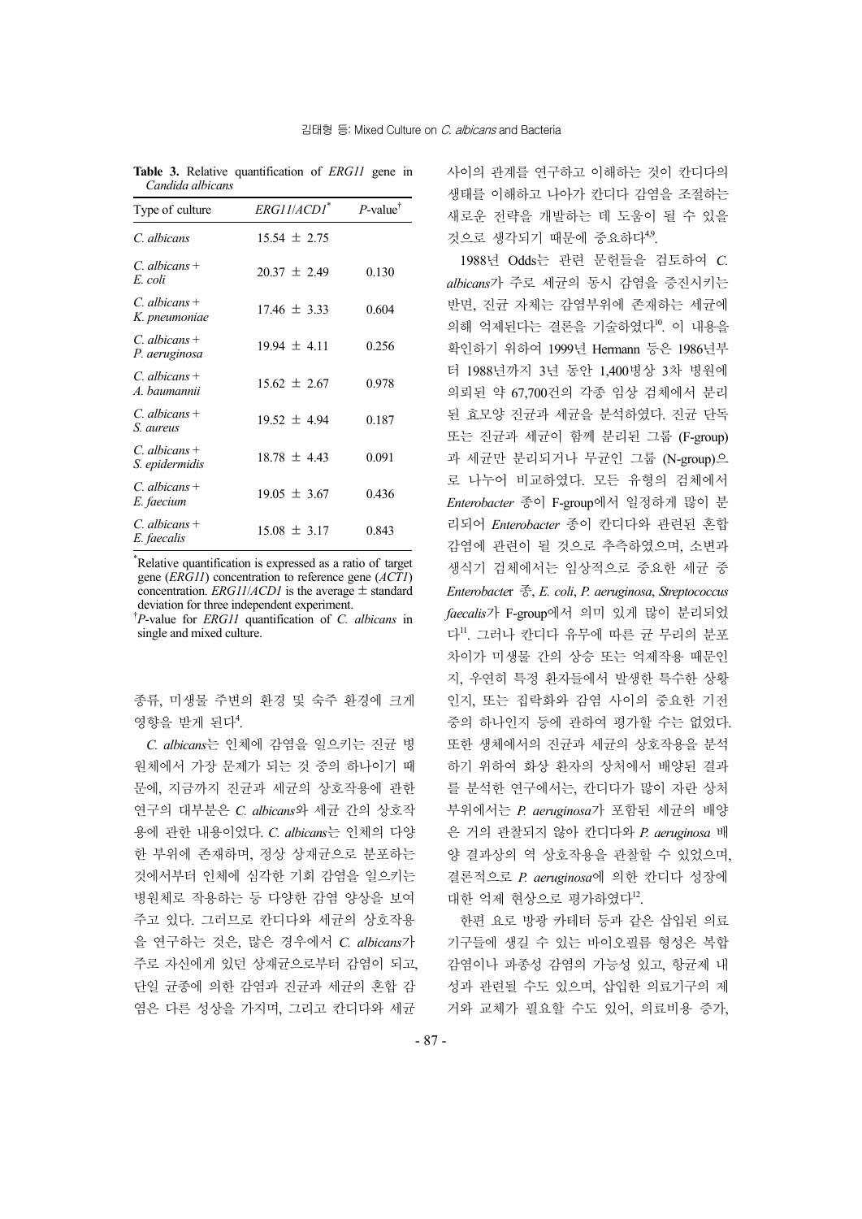**Table 3.** Relative quantification of *ERG11* gene in *Candida albicans*

| Type of culture | *ERG11*/*ACD1*[*] | *P*-value[†] |
|---|---|---|
| *C. albicans* | 15.54 ± 2.75 | |
| *C. albicans* + *E. coli* | 20.37 ± 2.49 | 0.130 |
| *C. albicans* + *K. pneumoniae* | 17.46 ± 3.33 | 0.604 |
| *C. albicans* + *P. aeruginosa* | 19.94 ± 4.11 | 0.256 |
| *C. albicans* + *A. baumannii* | 15.62 ± 2.67 | 0.978 |
| *C. albicans* + *S. aureus* | 19.52 ± 4.94 | 0.187 |
| *C. albicans* + *S. epidermidis* | 18.78 ± 4.43 | 0.091 |
| *C. albicans* + *E. faecium* | 19.05 ± 3.67 | 0.436 |
| *C. albicans* + *E. faecalis* | 15.08 ± 3.17 | 0.843 |

[*]Relative quantification is expressed as a ratio of target gene (*ERG11*) concentration to reference gene (*ACT1*) concentration. *ERG11*/*ACD1* is the average ± standard deviation for three independent experiment.
[†]*P*-value for *ERG11* quantification of *C. albicans* in single and mixed culture.

종류, 미생물 주변의 환경 및 숙주 환경에 크게 영향을 받게 된다[4].

*C. albicans*는 인체에 감염을 일으키는 진균 병원체에서 가장 문제가 되는 것 중의 하나이기 때문에, 지금까지 진균과 세균의 상호작용에 관한 연구의 대부분은 *C. albicans*와 세균 간의 상호작용에 관한 내용이었다. *C. albicans*는 인체의 다양한 부위에 존재하며, 정상 상재균으로 분포하는 것에서부터 인체에 심각한 기회 감염을 일으키는 병원체로 작용하는 등 다양한 감염 양상을 보여주고 있다. 그러므로 칸디다와 세균의 상호작용을 연구하는 것은, 많은 경우에서 *C. albicans*가 주로 자신에게 있던 상재균으로부터 감염이 되고, 단일 균종에 의한 감염과 진균과 세균의 혼합 감염은 다른 성상을 가지며, 그리고 칸디다와 세균 사이의 관계를 연구하고 이해하는 것이 칸디다의 생태를 이해하고 나아가 칸디다 감염을 조절하는 새로운 전략을 개발하는 데 도움이 될 수 있을 것으로 생각되기 때문에 중요하다[4,9].

1988년 Odds는 관련 문헌들을 검토하여 *C. albicans*가 주로 세균의 동시 감염을 증진시키는 반면, 진균 자체는 감염부위에 존재하는 세균에 의해 억제된다는 결론을 기술하였다[10]. 이 내용을 확인하기 위하여 1999년 Hermann 등은 1986년부터 1988년까지 3년 동안 1,400병상 3차 병원에 의뢰된 약 67,700건의 각종 임상 검체에서 분리된 효모양 진균과 세균을 분석하였다. 진균 단독 또는 진균과 세균이 함께 분리된 그룹 (F-group)과 세균만 분리되거나 무균인 그룹 (N-group)으로 나누어 비교하였다. 모든 유형의 검체에서 *Enterobacter* 종이 F-group에서 일정하게 많이 분리되어 *Enterobacter* 종이 칸디다와 관련된 혼합 감염에 관련이 될 것으로 추측하였으며, 소변과 생식기 검체에서는 임상적으로 중요한 세균 중 *Enterobacter* 종, *E. coli*, *P. aeruginosa*, *Streptococcus faecalis*가 F-group에서 의미 있게 많이 분리되었다[11]. 그러나 칸디다 유무에 따른 균 무리의 분포 차이가 미생물 간의 상승 또는 억제작용 때문인지, 우연히 특정 환자들에서 발생한 특수한 상황인지, 또는 집락화와 감염 사이의 중요한 기전 중의 하나인지 등에 관하여 평가할 수는 없었다. 또한 생체에서의 진균과 세균의 상호작용을 분석하기 위하여 화상 환자의 상처에서 배양된 결과를 분석한 연구에서는, 칸디다가 많이 자란 상처 부위에서는 *P. aeruginosa*가 포함된 세균의 배양은 거의 관찰되지 않아 칸디다와 *P. aeruginosa* 배양 결과상의 역 상호작용을 관찰할 수 있었으며, 결론적으로 *P. aeruginosa*에 의한 칸디다 성장에 대한 억제 현상으로 평가하였다[12].

한편 요로 방광 카테터 등과 같은 삽입된 의료기구들에 생길 수 있는 바이오필름 형성은 복합 감염이나 파종성 감염의 가능성 있고, 항균제 내성과 관련될 수도 있으며, 삽입한 의료기구의 제거와 교체가 필요할 수도 있어, 의료비용 증가,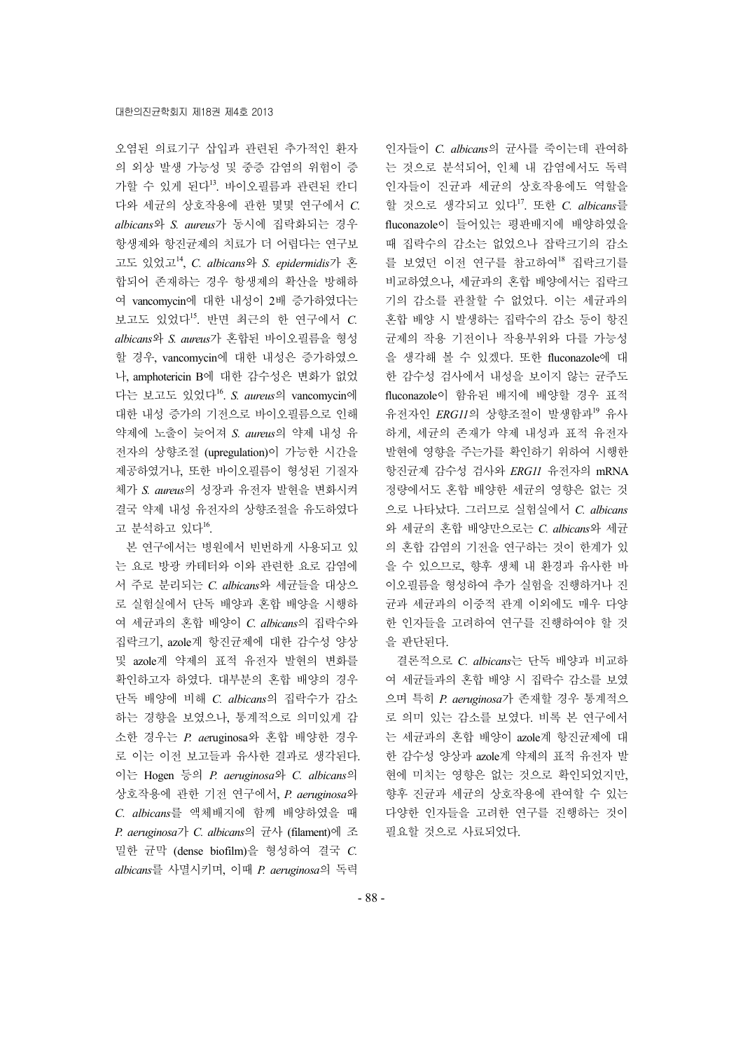오염된 의료기구 삽입과 관련된 추가적인 환자의 외상 발생 가능성 및 중증 감염의 위험이 증가할 수 있게 된다[13]. 바이오필름과 관련된 칸디다와 세균의 상호작용에 관한 몇몇 연구에서 *C. albicans*와 *S. aureus*가 동시에 집락화되는 경우 항생제와 항진균제의 치료가 더 어렵다는 연구보고도 있었고[14], *C. albicans*와 *S. epidermidis*가 혼합되어 존재하는 경우 항생제의 확산을 방해하여 vancomycin에 대한 내성이 2배 증가하였다는 보고도 있었다[15]. 반면 최근의 한 연구에서 *C. albicans*와 *S. aureus*가 혼합된 바이오필름을 형성할 경우, vancomycin에 대한 내성은 증가하였으나, amphotericin B에 대한 감수성은 변화가 없었다는 보고도 있었다[16]. *S. aureus*의 vancomycin에 대한 내성 증가의 기전으로 바이오필름으로 인해 약제에 노출이 늦어져 *S. aureus*의 약제 내성 유전자의 상향조절 (upregulation)이 가능한 시간을 제공하였거나, 또한 바이오필름이 형성된 기질자체가 *S. aureus*의 성장과 유전자 발현을 변화시켜 결국 약제 내성 유전자의 상향조절을 유도하였다고 분석하고 있다[16].

본 연구에서는 병원에서 빈번하게 사용되고 있는 요로 방광 카테터와 이와 관련한 요로 감염에서 주로 분리되는 *C. albicans*와 세균들을 대상으로 실험실에서 단독 배양과 혼합 배양을 시행하여 세균과의 혼합 배양이 *C. albicans*의 집락수와 집락크기, azole계 항진균제에 대한 감수성 양상 및 azole계 약제의 표적 유전자 발현의 변화를 확인하고자 하였다. 대부분의 혼합 배양의 경우 단독 배양에 비해 *C. albicans*의 집락수가 감소하는 경향을 보였으나, 통계적으로 의미있게 감소한 경우는 *P. ae*ruginosa와 혼합 배양한 경우로 이는 이전 보고들과 유사한 결과로 생각된다. 이는 Hogen 등의 *P. aeruginosa*와 *C. albicans*의 상호작용에 관한 기전 연구에서, *P. aeruginosa*와 *C. albicans*를 액체배지에 함께 배양하였을 때 *P. aeruginosa*가 *C. albicans*의 균사 (filament)에 조밀한 균막 (dense biofilm)을 형성하여 결국 *C. albicans*를 사멸시키며, 이때 *P. aeruginosa*의 독력인자들이 *C. albicans*의 균사를 죽이는데 관여하는 것으로 분석되어, 인체 내 감염에서도 독력인자들이 진균과 세균의 상호작용에도 역할을 할 것으로 생각되고 있다[17]. 또한 *C. albicans*를 fluconazole이 들어있는 평판배지에 배양하였을 때 집락수의 감소는 없었으나 잡락크기의 감소를 보였던 이전 연구를 참고하여[18] 집락크기를 비교하였으나, 세균과의 혼합 배양에서는 집락크기의 감소를 관찰할 수 없었다. 이는 세균과의 혼합 배양 시 발생하는 집락수의 감소 등이 항진균제의 작용 기전이나 작용부위와 다를 가능성을 생각해 볼 수 있겠다. 또한 fluconazole에 대한 감수성 검사에서 내성을 보이지 않는 균주도 fluconazole이 함유된 배지에 배양할 경우 표적 유전자인 *ERG11*의 상향조절이 발생함과[19] 유사하게, 세균의 존재가 약제 내성과 표적 유전자 발현에 영향을 주는가를 확인하기 위하여 시행한 항진균제 감수성 검사와 *ERG11* 유전자의 mRNA 정량에서도 혼합 배양한 세균의 영향은 없는 것으로 나타났다. 그러므로 실험실에서 *C. albicans*와 세균의 혼합 배양만으로는 *C. albicans*와 세균의 혼합 감염의 기전을 연구하는 것이 한계가 있을 수 있으므로, 향후 생체 내 환경과 유사한 바이오필름을 형성하여 추가 실험을 진행하거나 진균과 세균과의 이중적 관계 이외에도 매우 다양한 인자들을 고려하여 연구를 진행하여야 할 것을 판단된다.

결론적으로 *C. albicans*는 단독 배양과 비교하여 세균들과의 혼합 배양 시 집락수 감소를 보였으며 특히 *P. aeruginosa*가 존재할 경우 통계적으로 의미 있는 감소를 보였다. 비록 본 연구에서는 세균과의 혼합 배양이 azole계 항진균제에 대한 감수성 양상과 azole계 약제의 표적 유전자 발현에 미치는 영향은 없는 것으로 확인되었지만, 향후 진균과 세균의 상호작용에 관여할 수 있는 다양한 인자들을 고려한 연구를 진행하는 것이 필요할 것으로 사료되었다.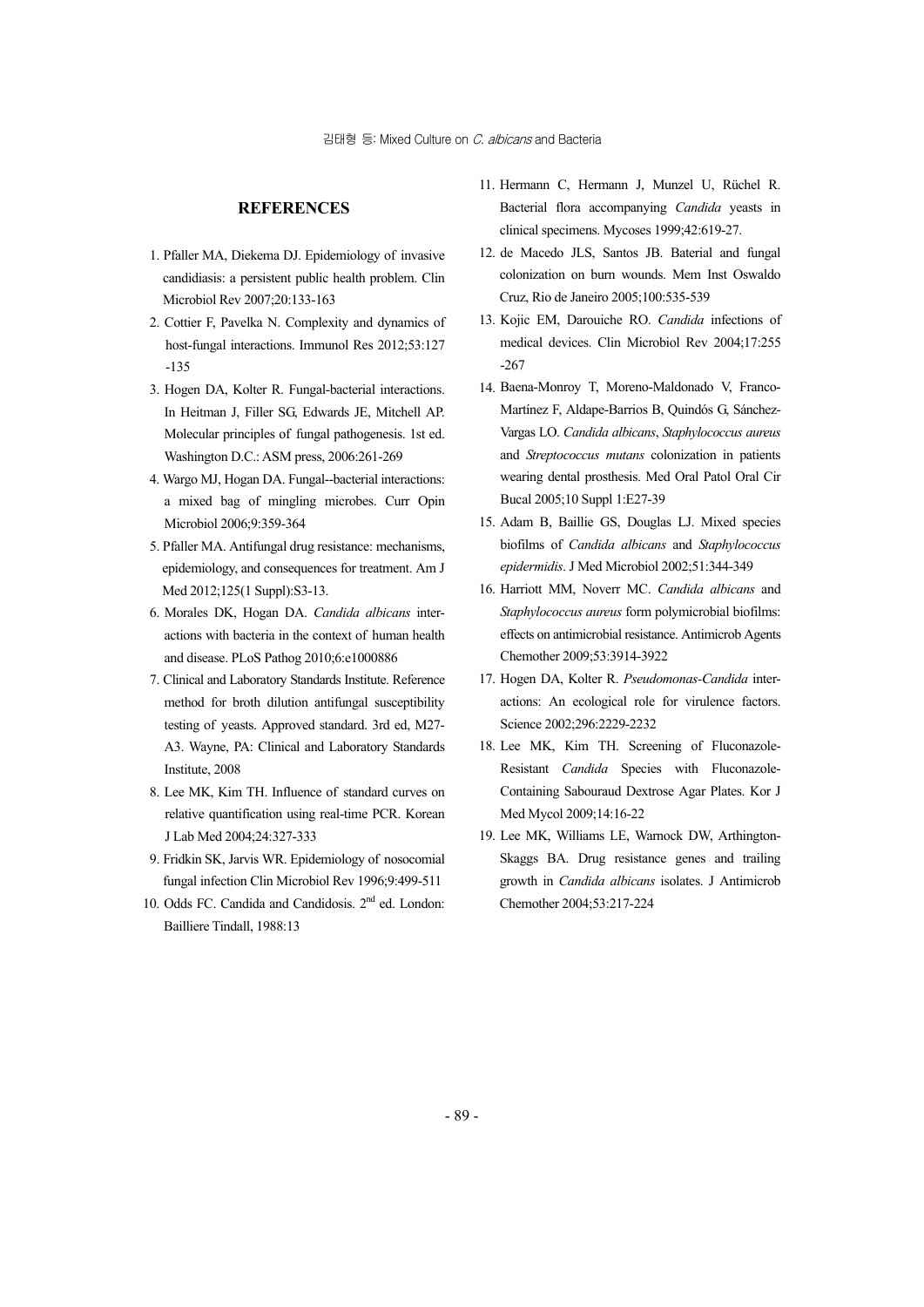## REFERENCES

1. Pfaller MA, Diekema DJ. Epidemiology of invasive candidiasis: a persistent public health problem. Clin Microbiol Rev 2007;20:133-163
2. Cottier F, Pavelka N. Complexity and dynamics of host-fungal interactions. Immunol Res 2012;53:127-135
3. Hogen DA, Kolter R. Fungal-bacterial interactions. In Heitman J, Filler SG, Edwards JE, Mitchell AP. Molecular principles of fungal pathogenesis. 1st ed. Washington D.C.: ASM press, 2006:261-269
4. Wargo MJ, Hogan DA. Fungal--bacterial interactions: a mixed bag of mingling microbes. Curr Opin Microbiol 2006;9:359-364
5. Pfaller MA. Antifungal drug resistance: mechanisms, epidemiology, and consequences for treatment. Am J Med 2012;125(1 Suppl):S3-13.
6. Morales DK, Hogan DA. *Candida albicans* interactions with bacteria in the context of human health and disease. PLoS Pathog 2010;6:e1000886
7. Clinical and Laboratory Standards Institute. Reference method for broth dilution antifungal susceptibility testing of yeasts. Approved standard. 3rd ed, M27-A3. Wayne, PA: Clinical and Laboratory Standards Institute, 2008
8. Lee MK, Kim TH. Influence of standard curves on relative quantification using real-time PCR. Korean J Lab Med 2004;24:327-333
9. Fridkin SK, Jarvis WR. Epidemiology of nosocomial fungal infection Clin Microbiol Rev 1996;9:499-511
10. Odds FC. Candida and Candidosis. 2nd ed. London: Bailliere Tindall, 1988:13
11. Hermann C, Hermann J, Munzel U, Rüchel R. Bacterial flora accompanying *Candida* yeasts in clinical specimens. Mycoses 1999;42:619-27.
12. de Macedo JLS, Santos JB. Baterial and fungal colonization on burn wounds. Mem Inst Oswaldo Cruz, Rio de Janeiro 2005;100:535-539
13. Kojic EM, Darouiche RO. *Candida* infections of medical devices. Clin Microbiol Rev 2004;17:255-267
14. Baena-Monroy T, Moreno-Maldonado V, Franco-Martínez F, Aldape-Barrios B, Quindós G, Sánchez-Vargas LO. *Candida albicans*, *Staphylococcus aureus* and *Streptococcus mutans* colonization in patients wearing dental prosthesis. Med Oral Patol Oral Cir Bucal 2005;10 Suppl 1:E27-39
15. Adam B, Baillie GS, Douglas LJ. Mixed species biofilms of *Candida albicans* and *Staphylococcus epidermidis*. J Med Microbiol 2002;51:344-349
16. Harriott MM, Noverr MC. *Candida albicans* and *Staphylococcus aureus* form polymicrobial biofilms: effects on antimicrobial resistance. Antimicrob Agents Chemother 2009;53:3914-3922
17. Hogen DA, Kolter R. *Pseudomonas*-*Candida* interactions: An ecological role for virulence factors. Science 2002;296:2229-2232
18. Lee MK, Kim TH. Screening of Fluconazole-Resistant *Candida* Species with Fluconazole-Containing Sabouraud Dextrose Agar Plates. Kor J Med Mycol 2009;14:16-22
19. Lee MK, Williams LE, Warnock DW, Arthington-Skaggs BA. Drug resistance genes and trailing growth in *Candida albicans* isolates. J Antimicrob Chemother 2004;53:217-224